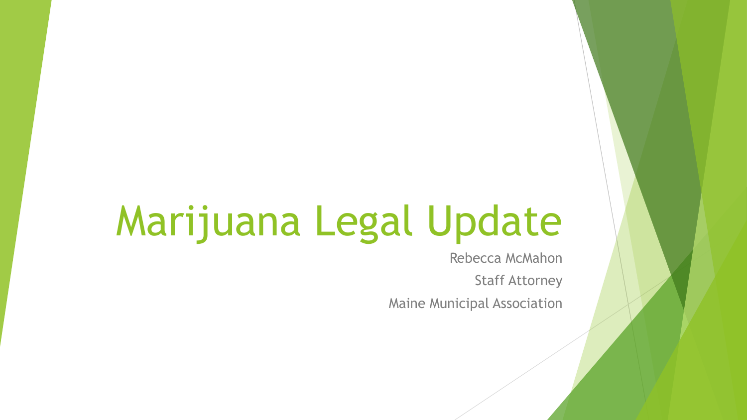# Marijuana Legal Update

Rebecca McMahon

Staff Attorney

Maine Municipal Association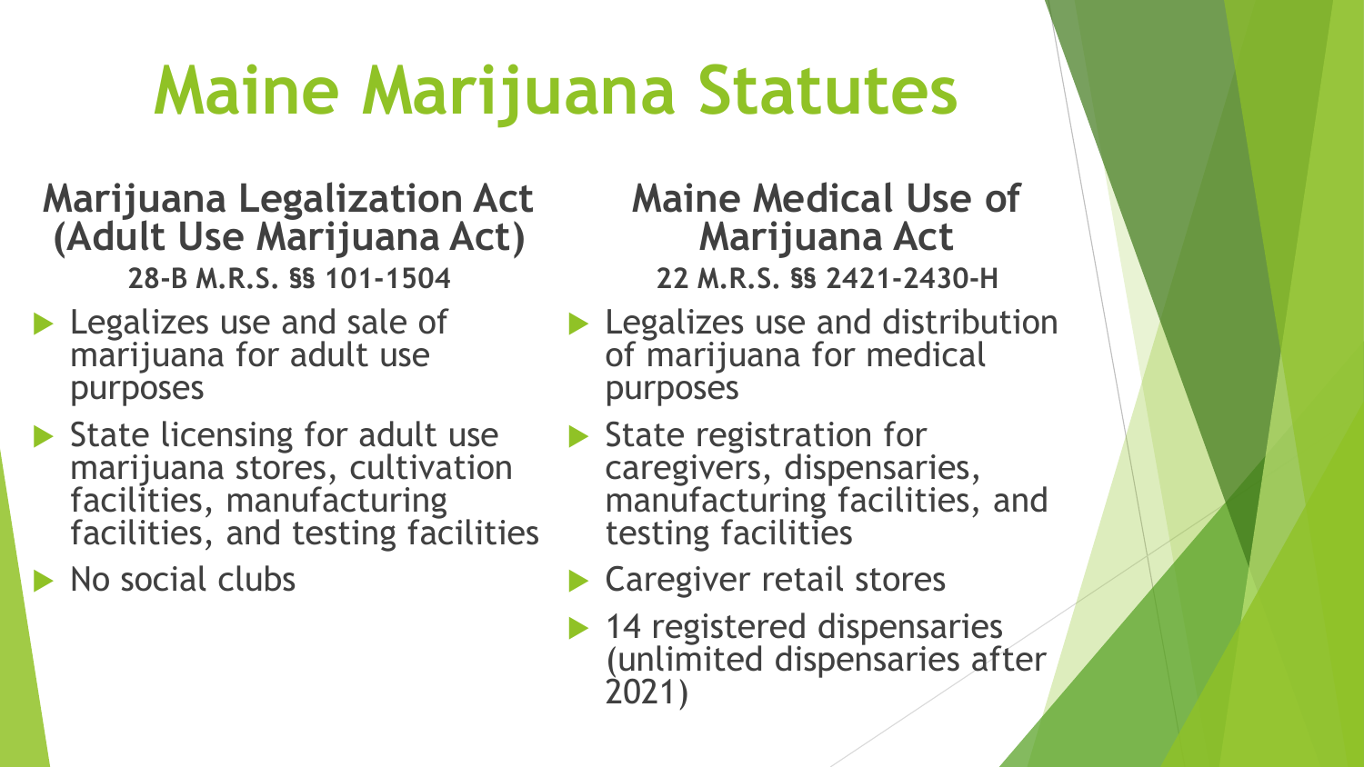# Maine Marijuana Statutes

## Marijuana Legalization Act (Adult Use Marijuana Act)

**28-B M.R.S. §§ 101-1504**

- Legalizes use and sale of marijuana for adult use purposes
- State licensing for adult use marijuana stores, cultivation facilities, manufacturing facilities, and testing facilities
- No social clubs

## Maine Medical Use of Marijuana Act

**22 M.R.S. §§ 2421-2430-H**

- Legalizes use and distribution of marijuana for medical purposes
- State registration for caregivers, dispensaries, manufacturing facilities, and testing facilities
- Caregiver retail stores
- 14 registered dispensaries (unlimited dispensaries after 2021)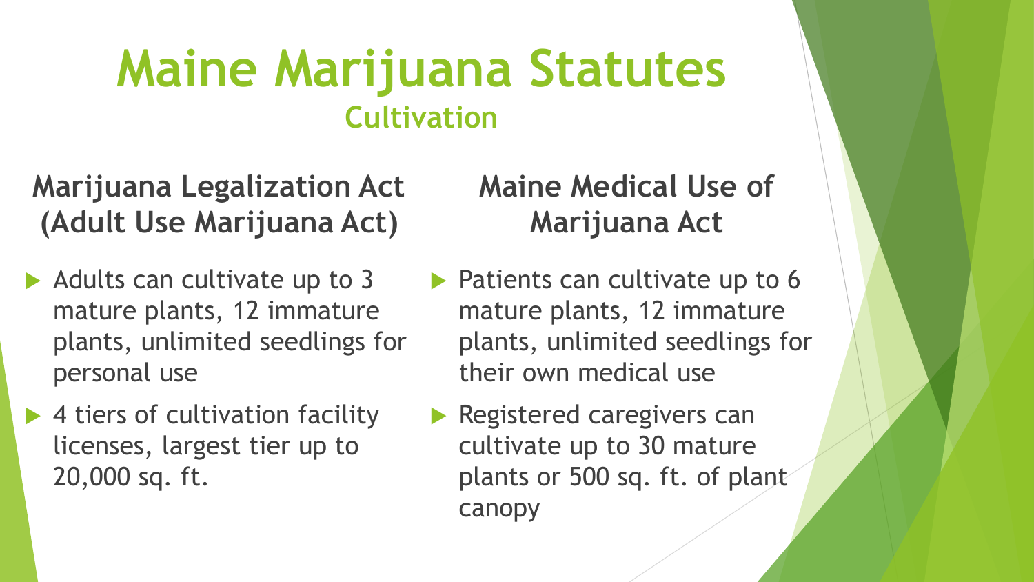# Maine Marijuana Statutes

## Cultivation

### Marijuana Legalization Act (Adult Use Marijuana Act)

- Adults can cultivate up to 3 mature plants, 12 immature plants, unlimited seedlings for personal use
- 4 tiers of cultivation facility licenses, largest tier up to 20,000 sq. ft.

### Maine Medical Use of Marijuana Act

- Patients can cultivate up to 6 mature plants, 12 immature plants, unlimited seedlings for their own medical use
- Registered caregivers can cultivate up to 30 mature plants or 500 sq. ft. of plant canopy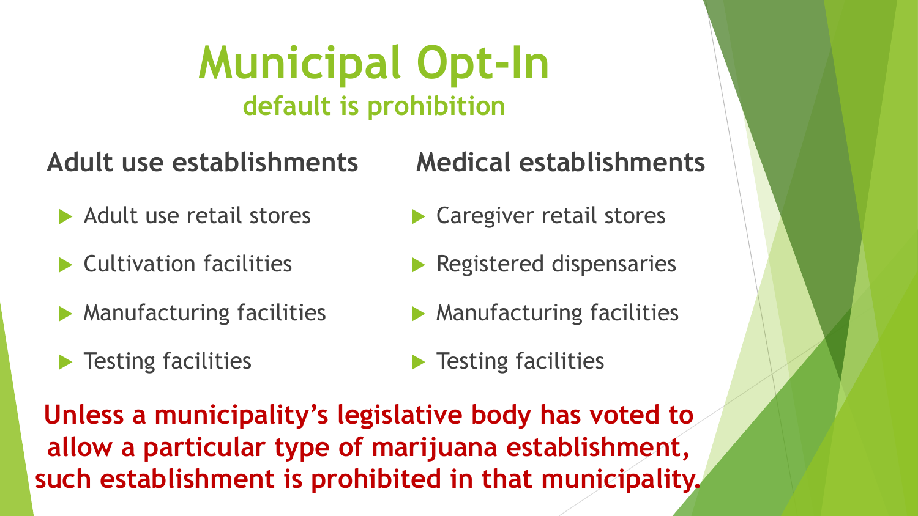# Municipal Opt-In

## default is prohibition

### Adult use establishments

- Adult use retail stores
- Cultivation facilities
- Manufacturing facilities
- Testing facilities

### Medical establishments

- Caregiver retail stores
- Registered dispensaries
- Manufacturing facilities
- Testing facilities

**Unless a municipality's legislative body has voted to allow a particular type of marijuana establishment, such establishment is prohibited in that municipality.**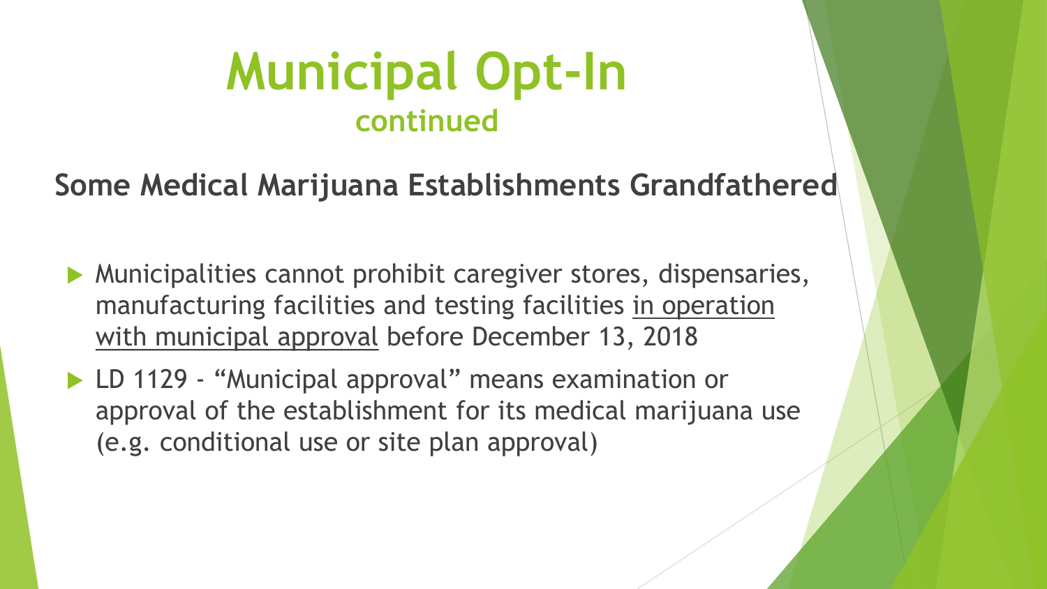# Municipal Opt-In
## continued

**Some Medical Marijuana Establishments Grandfathered**

- Municipalities cannot prohibit caregiver stores, dispensaries, manufacturing facilities and testing facilities <u>in operation with municipal approval</u> before December 13, 2018
- LD 1129 - "Municipal approval" means examination or approval of the establishment for its medical marijuana use (e.g. conditional use or site plan approval)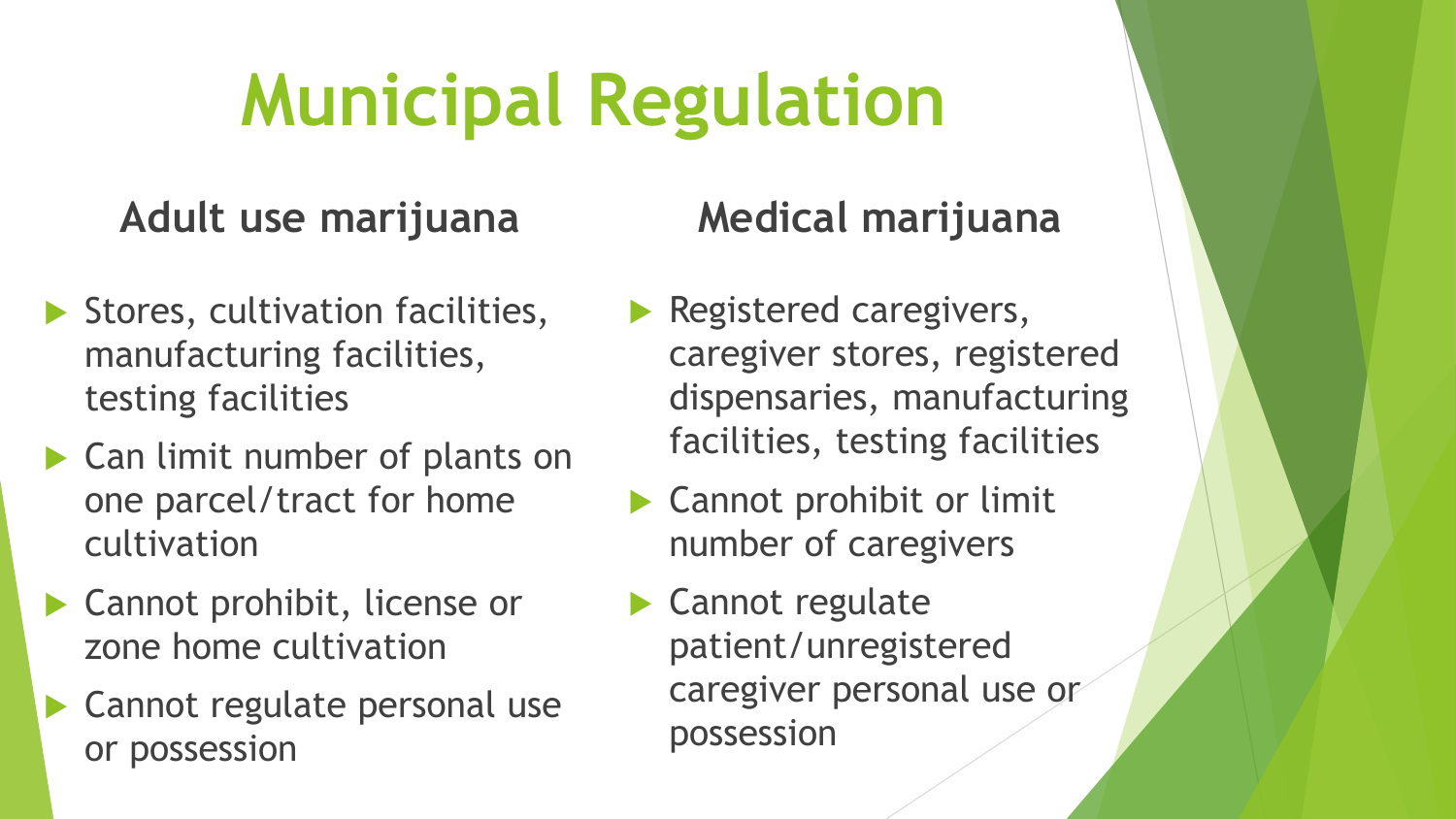# Municipal Regulation

## Adult use marijuana

- Stores, cultivation facilities, manufacturing facilities, testing facilities
- Can limit number of plants on one parcel/tract for home cultivation
- Cannot prohibit, license or zone home cultivation
- Cannot regulate personal use or possession

## Medical marijuana

- Registered caregivers, caregiver stores, registered dispensaries, manufacturing facilities, testing facilities
- Cannot prohibit or limit number of caregivers
- Cannot regulate patient/unregistered caregiver personal use or possession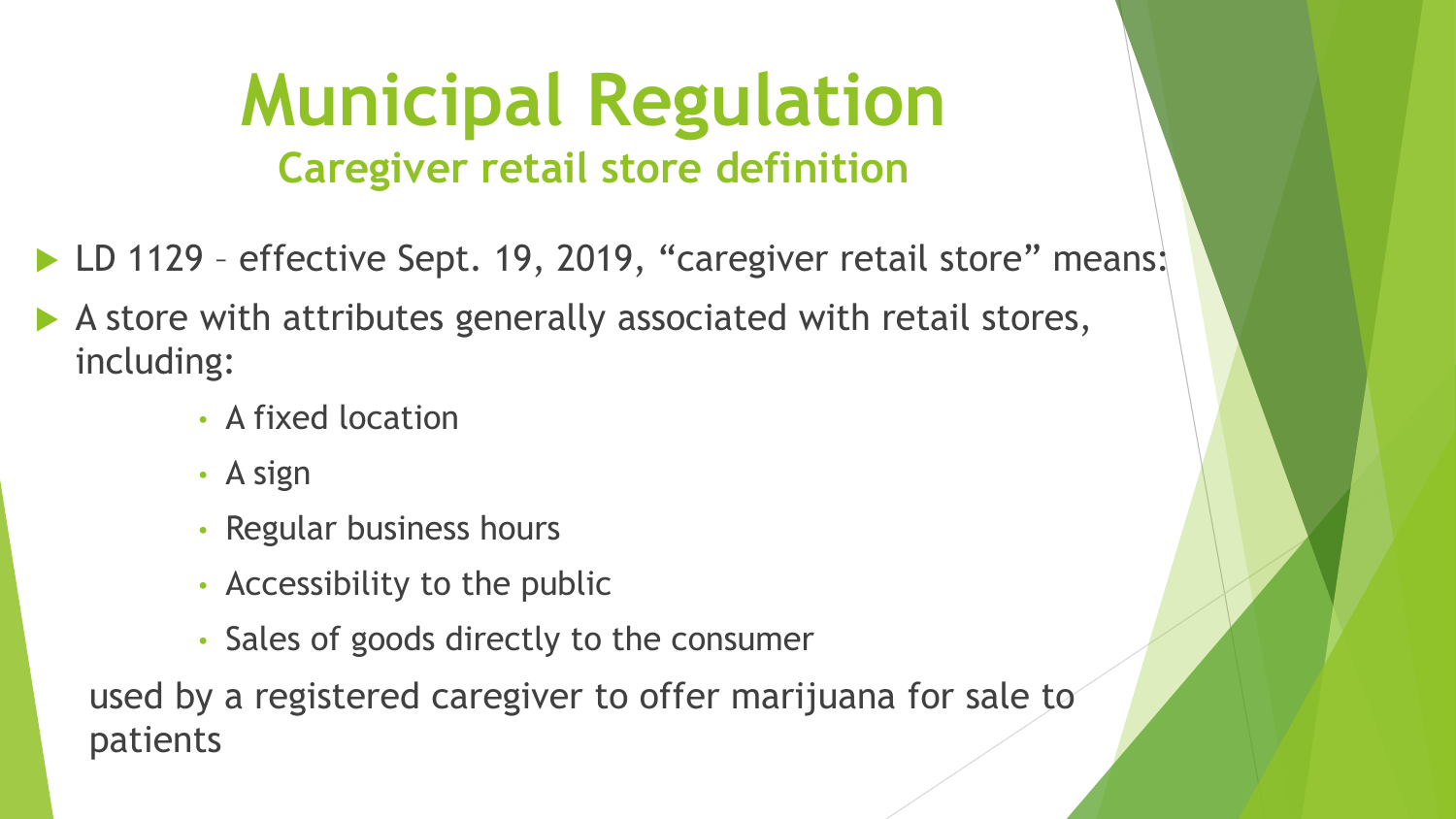# Municipal Regulation

## Caregiver retail store definition

- LD 1129 – effective Sept. 19, 2019, "caregiver retail store" means:
- A store with attributes generally associated with retail stores, including:
    - A fixed location
    - A sign
    - Regular business hours
    - Accessibility to the public
    - Sales of goods directly to the consumer

  used by a registered caregiver to offer marijuana for sale to patients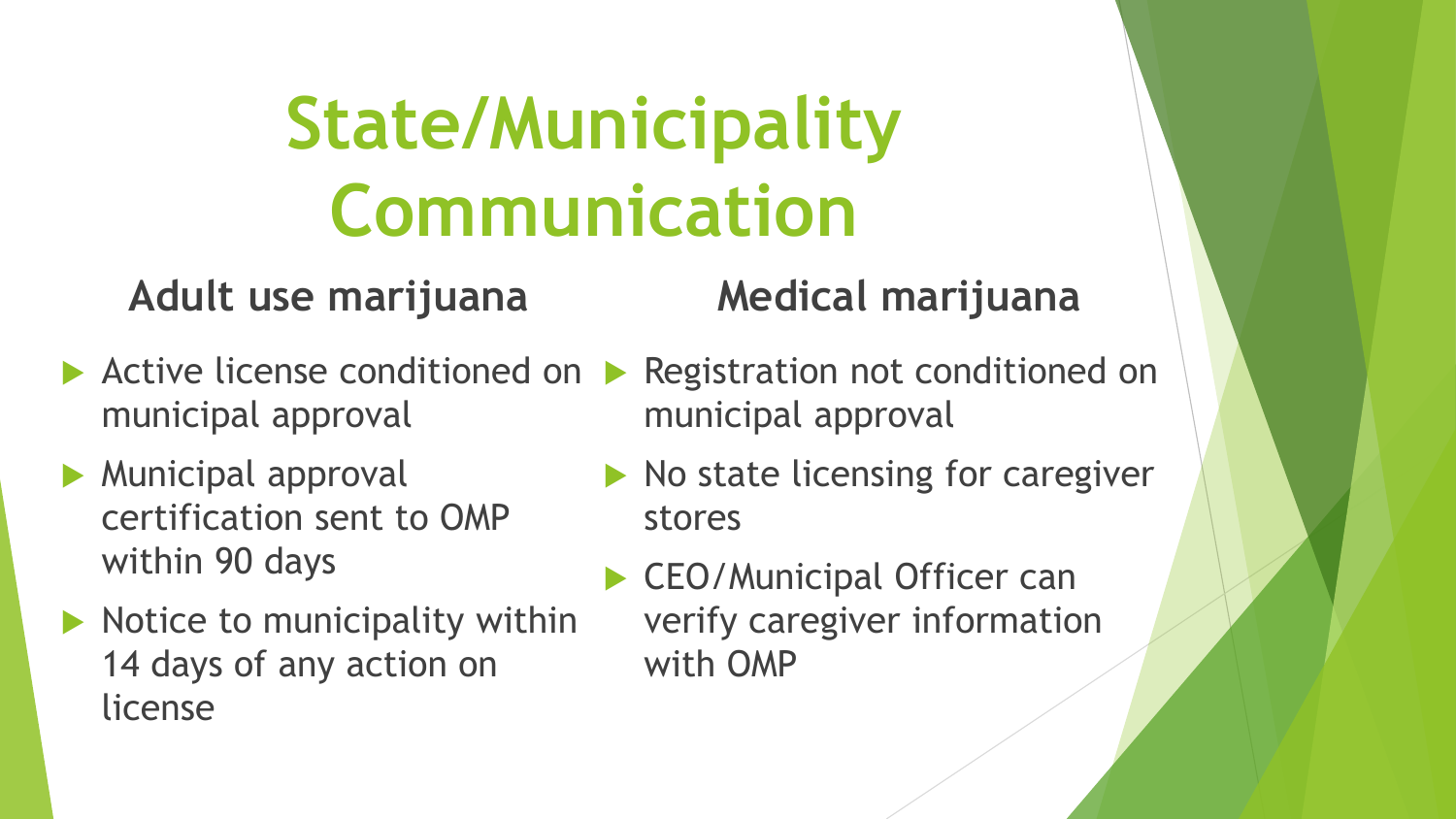# State/Municipality Communication

### Adult use marijuana

- Active license conditioned on municipal approval
- Municipal approval certification sent to OMP within 90 days
- Notice to municipality within 14 days of any action on license

### Medical marijuana

- Registration not conditioned on municipal approval
- No state licensing for caregiver stores
- CEO/Municipal Officer can verify caregiver information with OMP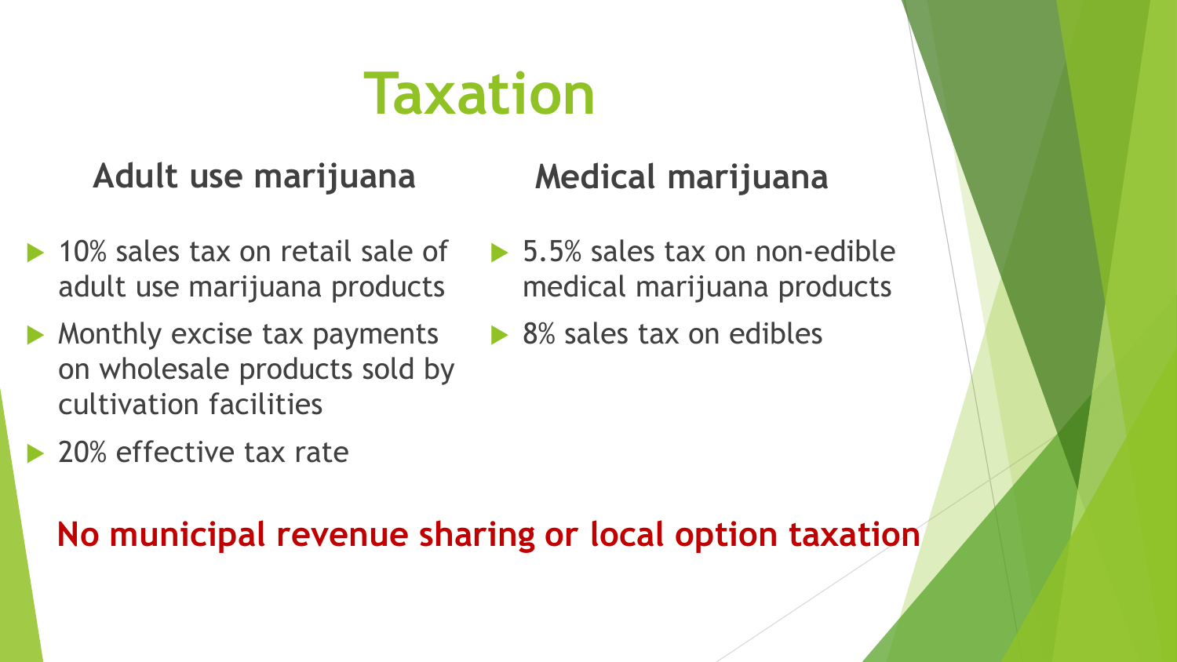# Taxation

## Adult use marijuana

- 10% sales tax on retail sale of adult use marijuana products
- Monthly excise tax payments on wholesale products sold by cultivation facilities
- 20% effective tax rate

## Medical marijuana

- 5.5% sales tax on non-edible medical marijuana products
- 8% sales tax on edibles

**No municipal revenue sharing or local option taxation**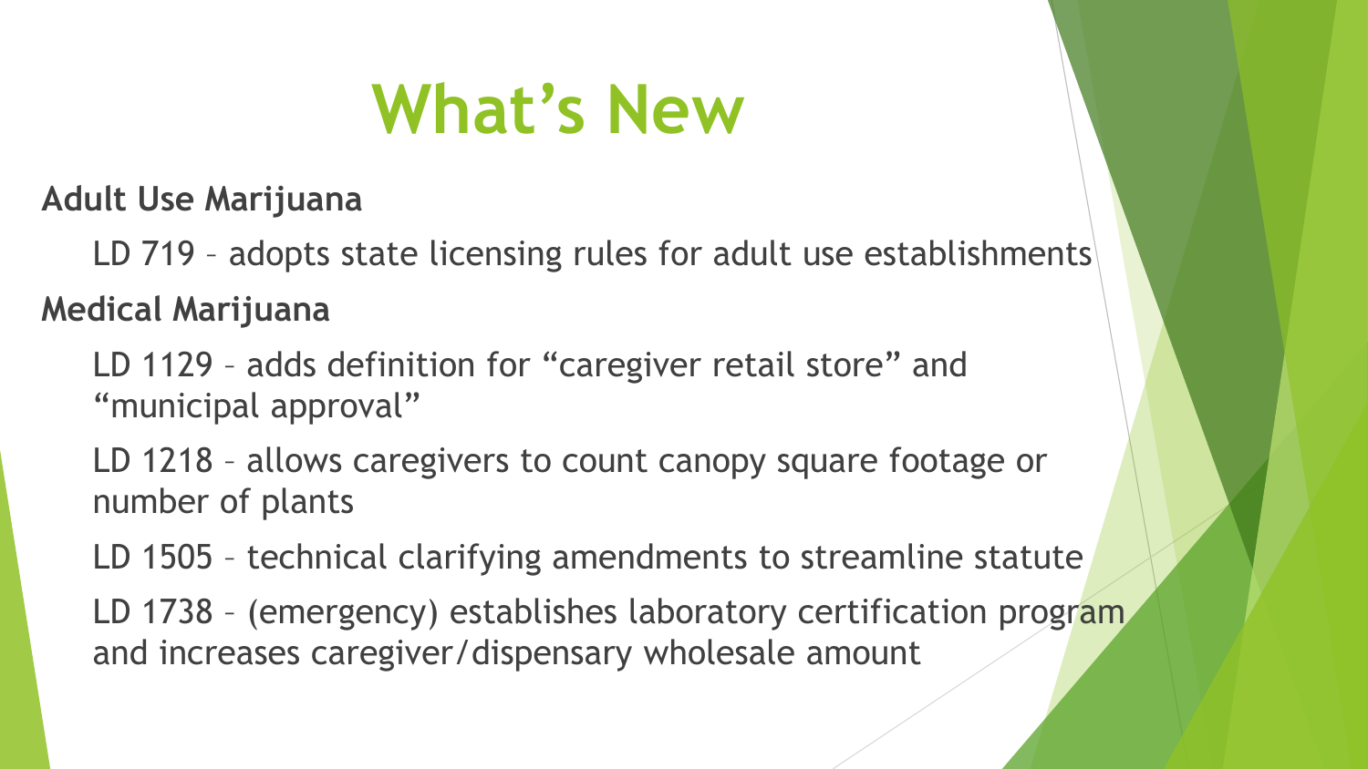# What's New

**Adult Use Marijuana**

LD 719 – adopts state licensing rules for adult use establishments

**Medical Marijuana**

LD 1129 – adds definition for "caregiver retail store" and "municipal approval"

LD 1218 – allows caregivers to count canopy square footage or number of plants

LD 1505 – technical clarifying amendments to streamline statute

LD 1738 – (emergency) establishes laboratory certification program and increases caregiver/dispensary wholesale amount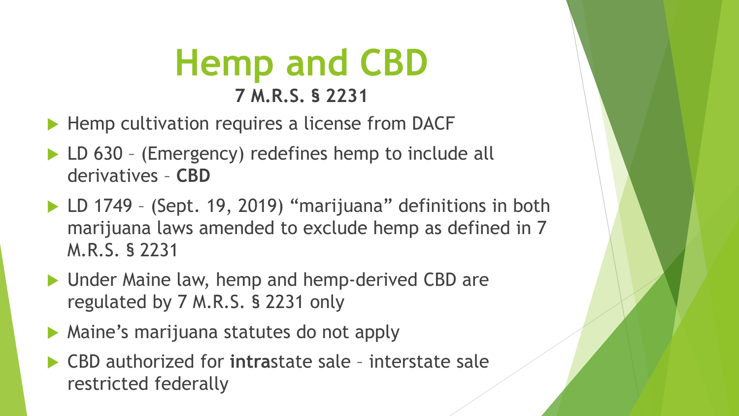# Hemp and CBD

**7 M.R.S. § 2231**

- Hemp cultivation requires a license from DACF
- LD 630 – (Emergency) redefines hemp to include all derivatives – **CBD**
- LD 1749 – (Sept. 19, 2019) "marijuana" definitions in both marijuana laws amended to exclude hemp as defined in 7 M.R.S. § 2231
- Under Maine law, hemp and hemp-derived CBD are regulated by 7 M.R.S. § 2231 only
- Maine's marijuana statutes do not apply
- CBD authorized for **intra**state sale – interstate sale restricted federally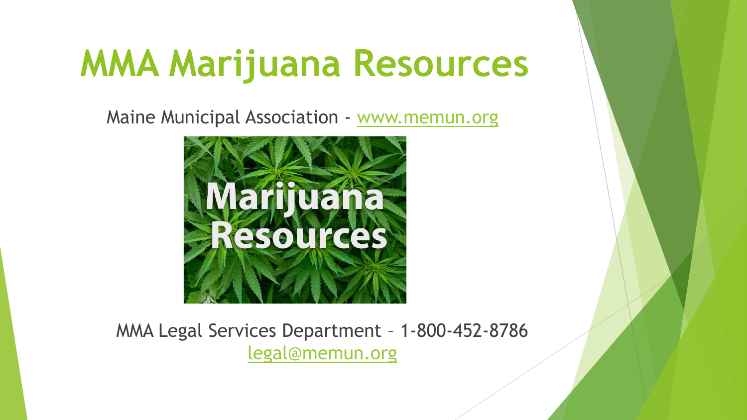# MMA Marijuana Resources

Maine Municipal Association - www.memun.org

MMA Legal Services Department – 1-800-452-8786
legal@memun.org